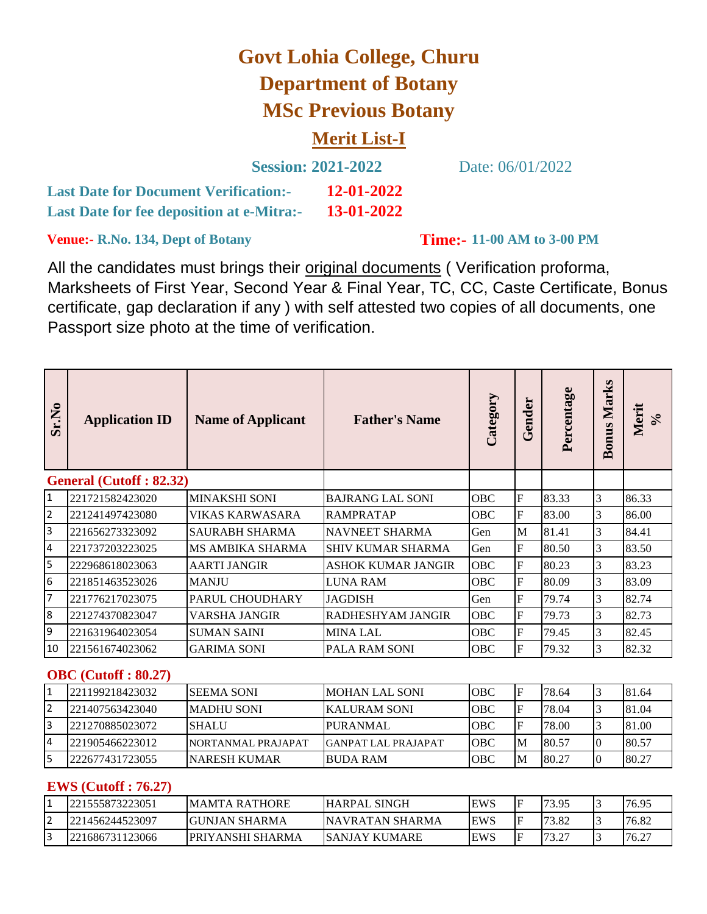# Govt Lohia College, Churu

## Department of Botany

## MSc Previous Botany

### Merit List-I

**Session: 2021-2022** Date: 06/01/2022

**Last Date for Document Verification:-** **12-01-2022**

**Last Date for fee deposition at e-Mitra:-** **13-01-2022**

**Venue:- R.No. 134, Dept of Botany** **Time:- 11-00 AM to 3-00 PM**

All the candidates must brings their original documents ( Verification proforma, Marksheets of First Year, Second Year & Final Year, TC, CC, Caste Certificate, Bonus certificate, gap declaration if any ) with self attested two copies of all documents, one Passport size photo at the time of verification.

| Sr.No | Application ID | Name of Applicant | Father's Name | Category | Gender | Percentage | Bonus Marks | Merit % |
|---|---|---|---|---|---|---|---|---|
| **General (Cutoff : 82.32)** | | | | | | | | |
| 1 | 221721582423020 | MINAKSHI SONI | BAJRANG LAL SONI | OBC | F | 83.33 | 3 | 86.33 |
| 2 | 221241497423080 | VIKAS KARWASARA | RAMPRATAP | OBC | F | 83.00 | 3 | 86.00 |
| 3 | 221656273323092 | SAURABH SHARMA | NAVNEET SHARMA | Gen | M | 81.41 | 3 | 84.41 |
| 4 | 221737203223025 | MS AMBIKA SHARMA | SHIV KUMAR SHARMA | Gen | F | 80.50 | 3 | 83.50 |
| 5 | 222968618023063 | AARTI JANGIR | ASHOK KUMAR JANGIR | OBC | F | 80.23 | 3 | 83.23 |
| 6 | 221851463523026 | MANJU | LUNA RAM | OBC | F | 80.09 | 3 | 83.09 |
| 7 | 221776217023075 | PARUL CHOUDHARY | JAGDISH | Gen | F | 79.74 | 3 | 82.74 |
| 8 | 221274370823047 | VARSHA JANGIR | RADHESHYAM JANGIR | OBC | F | 79.73 | 3 | 82.73 |
| 9 | 221631964023054 | SUMAN SAINI | MINA LAL | OBC | F | 79.45 | 3 | 82.45 |
| 10 | 221561674023062 | GARIMA SONI | PALA RAM SONI | OBC | F | 79.32 | 3 | 82.32 |
| **OBC (Cutoff : 80.27)** | | | | | | | | |
| 1 | 221199218423032 | SEEMA SONI | MOHAN LAL SONI | OBC | F | 78.64 | 3 | 81.64 |
| 2 | 221407563423040 | MADHU SONI | KALURAM SONI | OBC | F | 78.04 | 3 | 81.04 |
| 3 | 221270885023072 | SHALU | PURANMAL | OBC | F | 78.00 | 3 | 81.00 |
| 4 | 221905466223012 | NORTANMAL PRAJAPAT | GANPAT LAL PRAJAPAT | OBC | M | 80.57 | 0 | 80.57 |
| 5 | 222677431723055 | NARESH KUMAR | BUDA RAM | OBC | M | 80.27 | 0 | 80.27 |
| **EWS (Cutoff : 76.27)** | | | | | | | | |
| 1 | 221555873223051 | MAMTA RATHORE | HARPAL SINGH | EWS | F | 73.95 | 3 | 76.95 |
| 2 | 221456244523097 | GUNJAN SHARMA | NAVRATAN SHARMA | EWS | F | 73.82 | 3 | 76.82 |
| 3 | 221686731123066 | PRIYANSHI SHARMA | SANJAY KUMARE | EWS | F | 73.27 | 3 | 76.27 |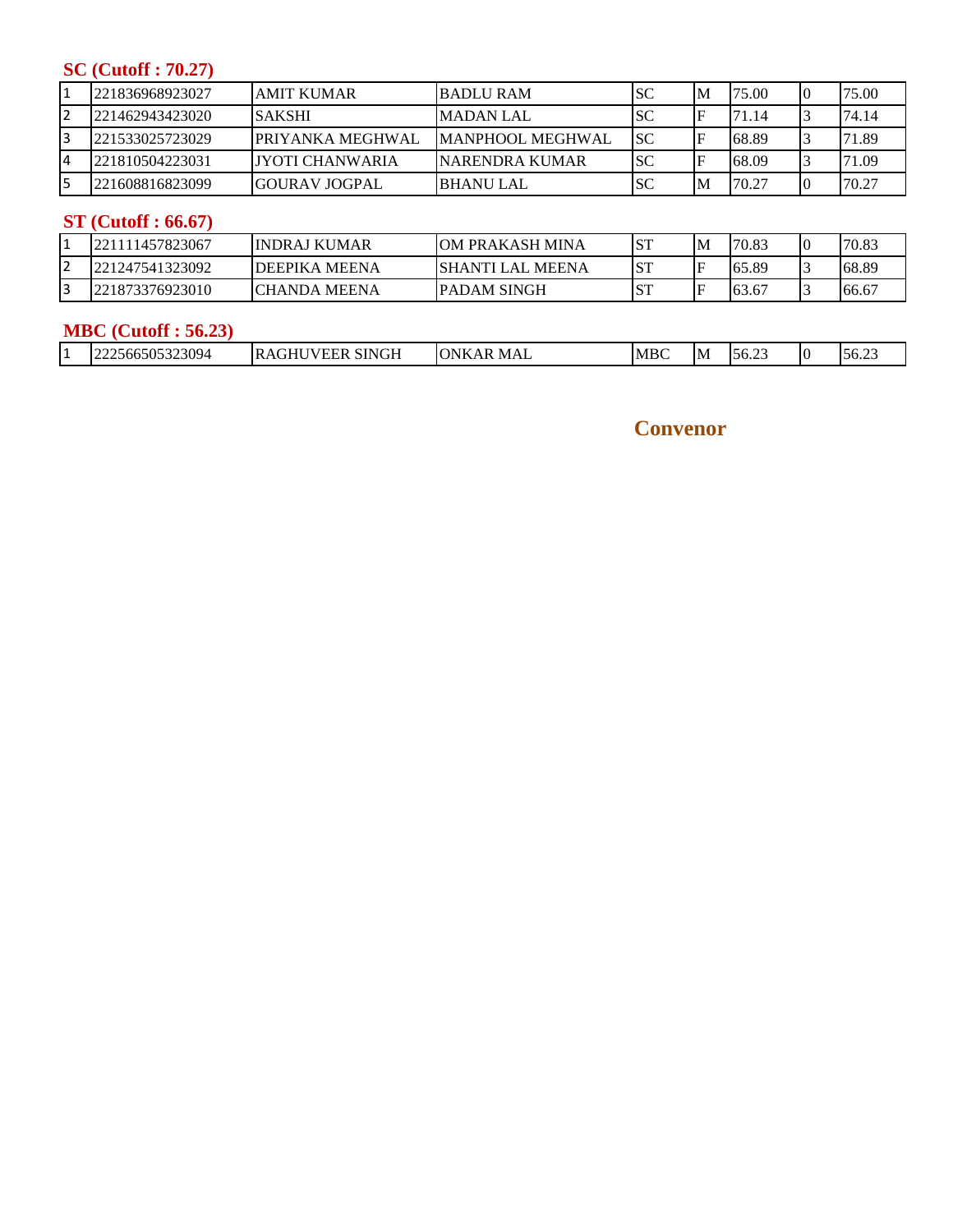### SC (Cutoff : 70.27)

| | | | | | | | | |
|---|---|---|---|---|---|---|---|---|
| 1 | 221836968923027 | AMIT KUMAR | BADLU RAM | SC | M | 75.00 | 0 | 75.00 |
| 2 | 221462943423020 | SAKSHI | MADAN LAL | SC | F | 71.14 | 3 | 74.14 |
| 3 | 221533025723029 | PRIYANKA MEGHWAL | MANPHOOL MEGHWAL | SC | F | 68.89 | 3 | 71.89 |
| 4 | 221810504223031 | JYOTI CHANWARIA | NARENDRA KUMAR | SC | F | 68.09 | 3 | 71.09 |
| 5 | 221608816823099 | GOURAV JOGPAL | BHANU LAL | SC | M | 70.27 | 0 | 70.27 |

### ST (Cutoff : 66.67)

| | | | | | | | | |
|---|---|---|---|---|---|---|---|---|
| 1 | 221111457823067 | INDRAJ KUMAR | OM PRAKASH MINA | ST | M | 70.83 | 0 | 70.83 |
| 2 | 221247541323092 | DEEPIKA MEENA | SHANTI LAL MEENA | ST | F | 65.89 | 3 | 68.89 |
| 3 | 221873376923010 | CHANDA MEENA | PADAM SINGH | ST | F | 63.67 | 3 | 66.67 |

### MBC (Cutoff : 56.23)

| | | | | | | | | |
|---|---|---|---|---|---|---|---|---|
| 1 | 222566505323094 | RAGHUVEER SINGH | ONKAR MAL | MBC | M | 56.23 | 0 | 56.23 |

**Convenor**